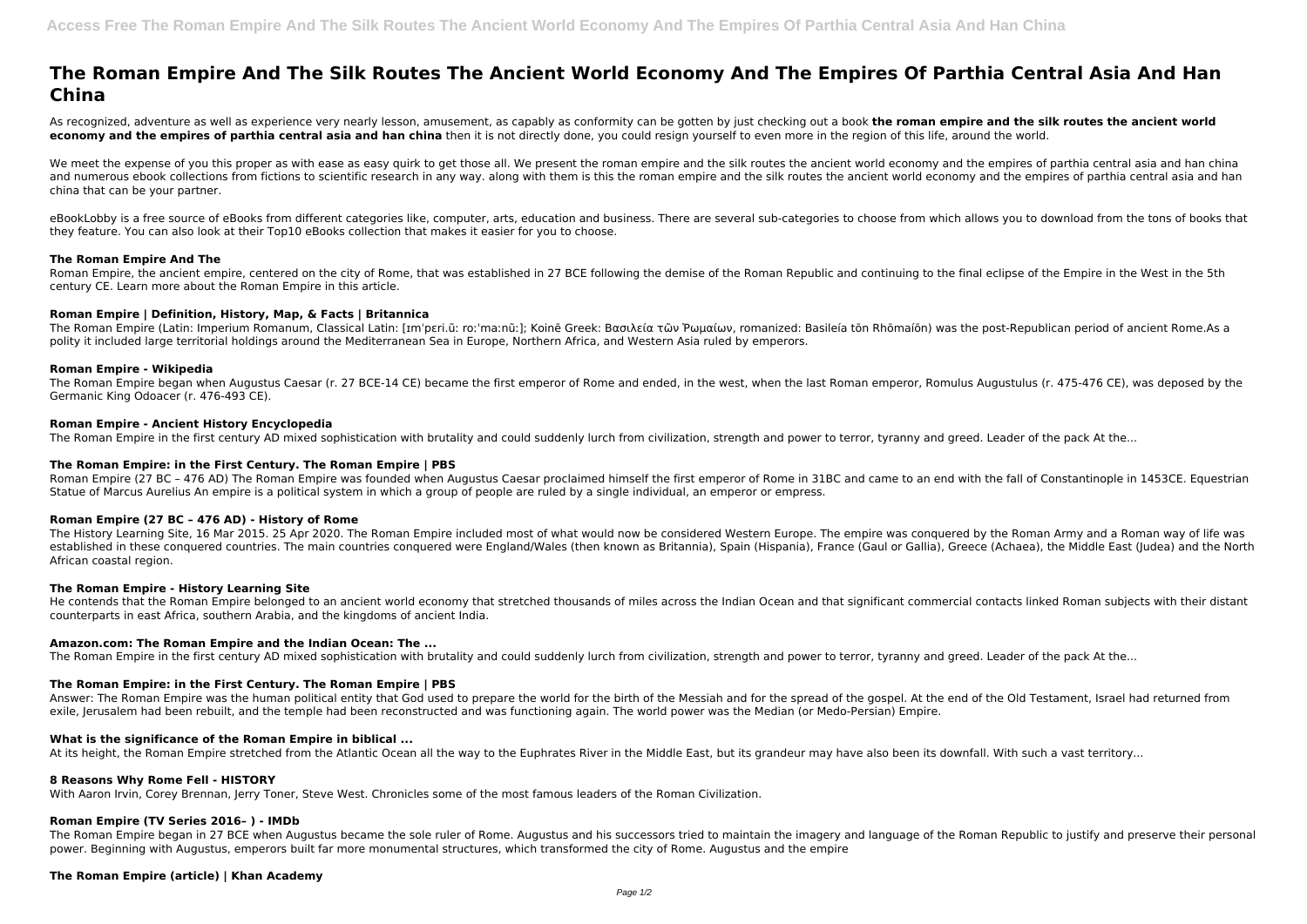# The Roman Empire And The Silk Routes The Ancient World Economy And The Empires Of Parthia Central Asia And Han China

As recognized, adventure as well as experience very nearly lesson, amusement, as capably as conformity can be gotten by just checking out a book **the roman empire and the silk routes the ancient world economy and the empires of parthia central asia and han china** then it is not directly done, you could resign yourself to even more in the region of this life, around the world.

We meet the expense of you this proper as with ease as easy quirk to get those all. We present the roman empire and the silk routes the ancient world economy and the empires of parthia central asia and han china and numerous ebook collections from fictions to scientific research in any way. along with them is this the roman empire and the silk routes the ancient world economy and the empires of parthia central asia and han china that can be your partner.

eBookLobby is a free source of eBooks from different categories like, computer, arts, education and business. There are several sub-categories to choose from which allows you to download from the tons of books that they feature. You can also look at their Top10 eBooks collection that makes it easier for you to choose.

### The Roman Empire And The

Roman Empire, the ancient empire, centered on the city of Rome, that was established in 27 BCE following the demise of the Roman Republic and continuing to the final eclipse of the Empire in the West in the 5th century CE. Learn more about the Roman Empire in this article.

### Roman Empire | Definition, History, Map, & Facts | Britannica

The Roman Empire (Latin: Imperium Romanum, Classical Latin: [ɪmˈpɛri.ũː roːˈmaːnũː]; Koinē Greek: Βασιλεία τῶν Ῥωμαίων, romanized: Basileía tōn Rhōmaíōn) was the post-Republican period of ancient Rome.As a polity it included large territorial holdings around the Mediterranean Sea in Europe, Northern Africa, and Western Asia ruled by emperors.

### Roman Empire - Wikipedia

The Roman Empire began when Augustus Caesar (r. 27 BCE-14 CE) became the first emperor of Rome and ended, in the west, when the last Roman emperor, Romulus Augustulus (r. 475-476 CE), was deposed by the Germanic King Odoacer (r. 476-493 CE).

### Roman Empire - Ancient History Encyclopedia

The Roman Empire in the first century AD mixed sophistication with brutality and could suddenly lurch from civilization, strength and power to terror, tyranny and greed. Leader of the pack At the...

### The Roman Empire: in the First Century. The Roman Empire | PBS

Roman Empire (27 BC – 476 AD) The Roman Empire was founded when Augustus Caesar proclaimed himself the first emperor of Rome in 31BC and came to an end with the fall of Constantinople in 1453CE. Equestrian Statue of Marcus Aurelius An empire is a political system in which a group of people are ruled by a single individual, an emperor or empress.

### Roman Empire (27 BC – 476 AD) - History of Rome

The History Learning Site, 16 Mar 2015. 25 Apr 2020. The Roman Empire included most of what would now be considered Western Europe. The empire was conquered by the Roman Army and a Roman way of life was established in these conquered countries. The main countries conquered were England/Wales (then known as Britannia), Spain (Hispania), France (Gaul or Gallia), Greece (Achaea), the Middle East (Judea) and the North African coastal region.

### The Roman Empire - History Learning Site

He contends that the Roman Empire belonged to an ancient world economy that stretched thousands of miles across the Indian Ocean and that significant commercial contacts linked Roman subjects with their distant counterparts in east Africa, southern Arabia, and the kingdoms of ancient India.

### Amazon.com: The Roman Empire and the Indian Ocean: The ...

The Roman Empire in the first century AD mixed sophistication with brutality and could suddenly lurch from civilization, strength and power to terror, tyranny and greed. Leader of the pack At the...

### The Roman Empire: in the First Century. The Roman Empire | PBS

Answer: The Roman Empire was the human political entity that God used to prepare the world for the birth of the Messiah and for the spread of the gospel. At the end of the Old Testament, Israel had returned from exile, Jerusalem had been rebuilt, and the temple had been reconstructed and was functioning again. The world power was the Median (or Medo-Persian) Empire.

### What is the significance of the Roman Empire in biblical ...

At its height, the Roman Empire stretched from the Atlantic Ocean all the way to the Euphrates River in the Middle East, but its grandeur may have also been its downfall. With such a vast territory...

### 8 Reasons Why Rome Fell - HISTORY

With Aaron Irvin, Corey Brennan, Jerry Toner, Steve West. Chronicles some of the most famous leaders of the Roman Civilization.

### Roman Empire (TV Series 2016– ) - IMDb

The Roman Empire began in 27 BCE when Augustus became the sole ruler of Rome. Augustus and his successors tried to maintain the imagery and language of the Roman Republic to justify and preserve their personal power. Beginning with Augustus, emperors built far more monumental structures, which transformed the city of Rome. Augustus and the empire

### The Roman Empire (article) | Khan Academy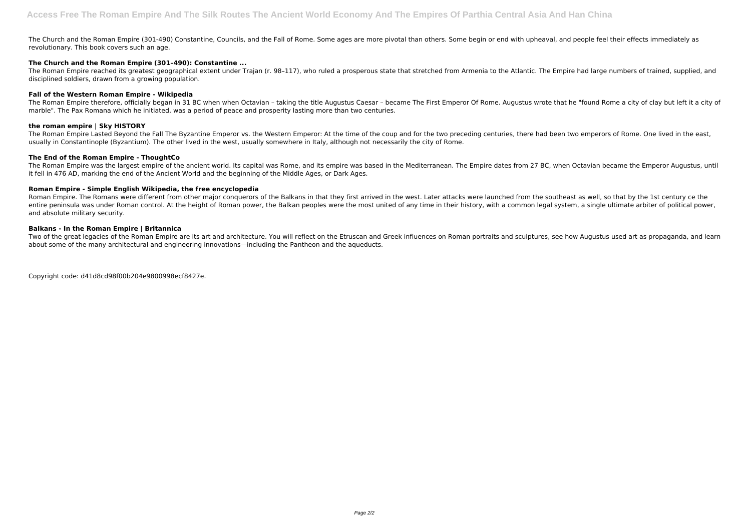The Church and the Roman Empire (301-490) Constantine, Councils, and the Fall of Rome. Some ages are more pivotal than others. Some begin or end with upheaval, and people feel their effects immediately as revolutionary. This book covers such an age.

### The Church and the Roman Empire (301–490): Constantine ...

The Roman Empire reached its greatest geographical extent under Trajan (r. 98–117), who ruled a prosperous state that stretched from Armenia to the Atlantic. The Empire had large numbers of trained, supplied, and disciplined soldiers, drawn from a growing population.

### Fall of the Western Roman Empire - Wikipedia

The Roman Empire therefore, officially began in 31 BC when when Octavian – taking the title Augustus Caesar – became The First Emperor Of Rome. Augustus wrote that he "found Rome a city of clay but left it a city of marble". The Pax Romana which he initiated, was a period of peace and prosperity lasting more than two centuries.

### the roman empire | Sky HISTORY

The Roman Empire Lasted Beyond the Fall The Byzantine Emperor vs. the Western Emperor: At the time of the coup and for the two preceding centuries, there had been two emperors of Rome. One lived in the east, usually in Constantinople (Byzantium). The other lived in the west, usually somewhere in Italy, although not necessarily the city of Rome.

### The End of the Roman Empire - ThoughtCo

The Roman Empire was the largest empire of the ancient world. Its capital was Rome, and its empire was based in the Mediterranean. The Empire dates from 27 BC, when Octavian became the Emperor Augustus, until it fell in 476 AD, marking the end of the Ancient World and the beginning of the Middle Ages, or Dark Ages.

### Roman Empire - Simple English Wikipedia, the free encyclopedia

Roman Empire. The Romans were different from other major conquerors of the Balkans in that they first arrived in the west. Later attacks were launched from the southeast as well, so that by the 1st century ce the entire peninsula was under Roman control. At the height of Roman power, the Balkan peoples were the most united of any time in their history, with a common legal system, a single ultimate arbiter of political power, and absolute military security.

### Balkans - In the Roman Empire | Britannica

Two of the great legacies of the Roman Empire are its art and architecture. You will reflect on the Etruscan and Greek influences on Roman portraits and sculptures, see how Augustus used art as propaganda, and learn about some of the many architectural and engineering innovations—including the Pantheon and the aqueducts.

Copyright code: d41d8cd98f00b204e9800998ecf8427e.